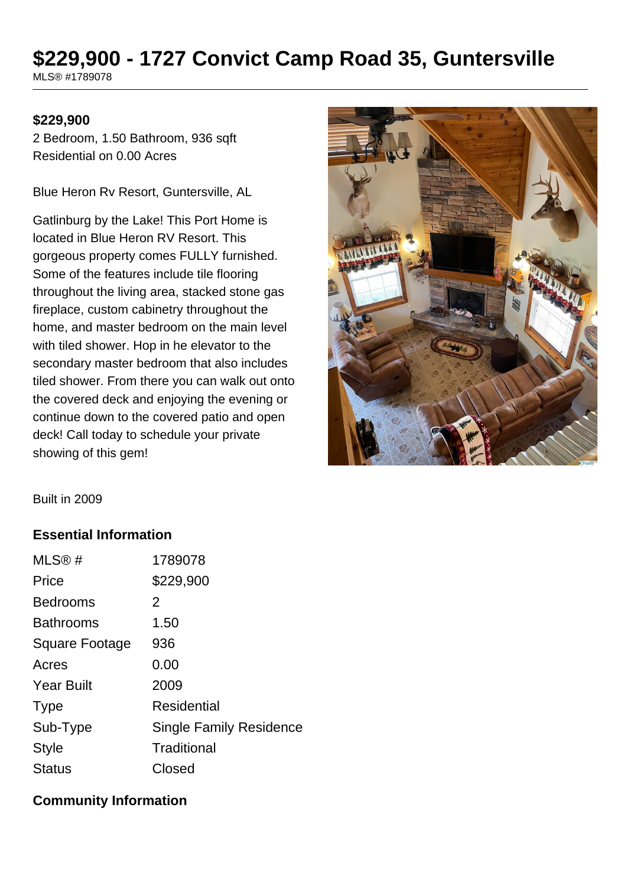# $229,900 - 1727 Convict Camp Road 35, Guntersville

MLS® #1789078

**$229,900**

2 Bedroom, 1.50 Bathroom, 936 sqft
Residential on 0.00 Acres

Blue Heron Rv Resort, Guntersville, AL

Gatlinburg by the Lake! This Port Home is located in Blue Heron RV Resort. This gorgeous property comes FULLY furnished. Some of the features include tile flooring throughout the living area, stacked stone gas fireplace, custom cabinetry throughout the home, and master bedroom on the main level with tiled shower. Hop in he elevator to the secondary master bedroom that also includes tiled shower. From there you can walk out onto the covered deck and enjoying the evening or continue down to the covered patio and open deck! Call today to schedule your private showing of this gem!

Built in 2009

### Essential Information

| | |
|---|---|
| MLS® # | 1789078 |
| Price | $229,900 |
| Bedrooms | 2 |
| Bathrooms | 1.50 |
| Square Footage | 936 |
| Acres | 0.00 |
| Year Built | 2009 |
| Type | Residential |
| Sub-Type | Single Family Residence |
| Style | Traditional |
| Status | Closed |

### Community Information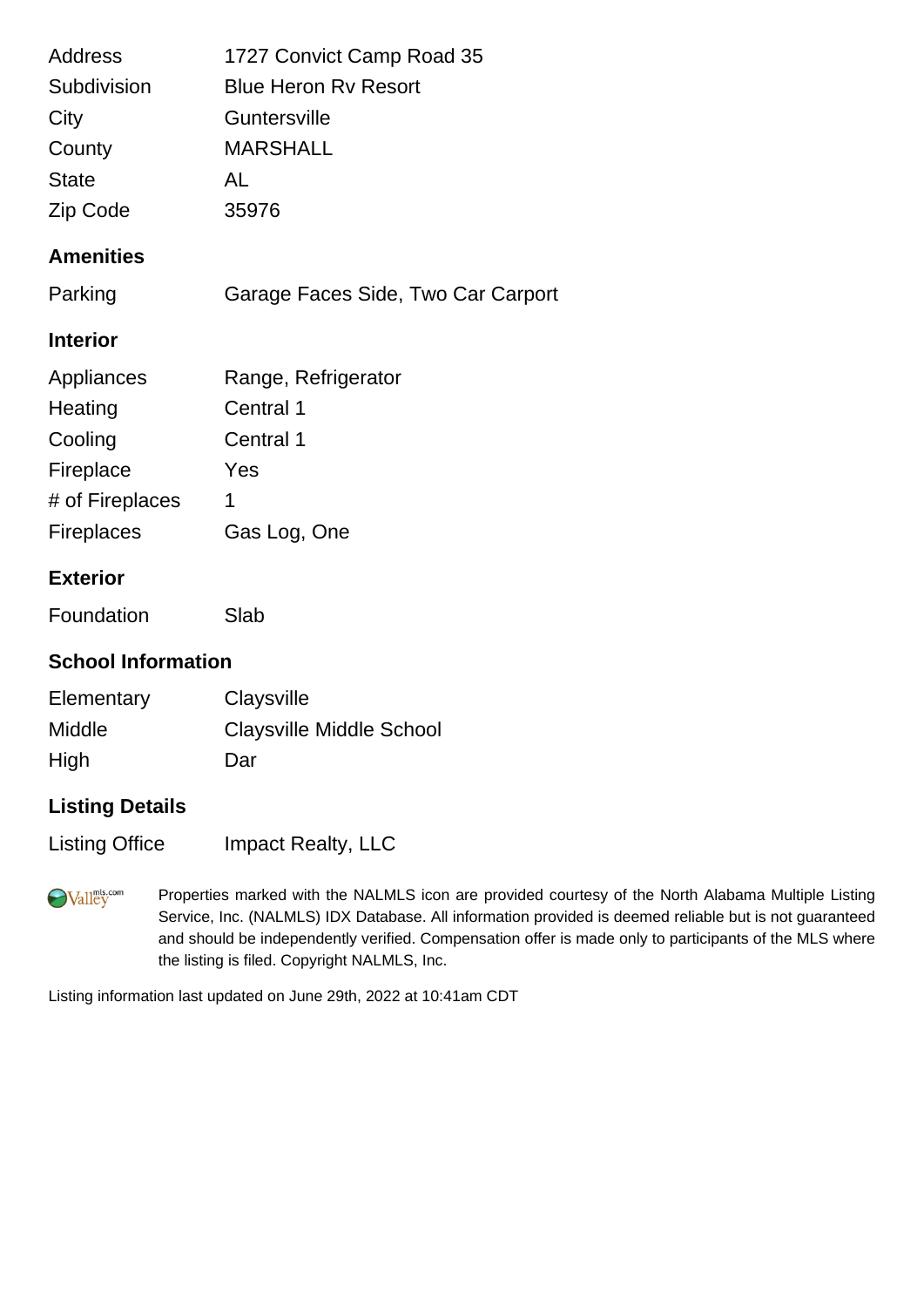| | |
|---|---|
| Address | 1727 Convict Camp Road 35 |
| Subdivision | Blue Heron Rv Resort |
| City | Guntersville |
| County | MARSHALL |
| State | AL |
| Zip Code | 35976 |

### Amenities

| | |
|---|---|
| Parking | Garage Faces Side, Two Car Carport |

### Interior

| | |
|---|---|
| Appliances | Range, Refrigerator |
| Heating | Central 1 |
| Cooling | Central 1 |
| Fireplace | Yes |
| # of Fireplaces | 1 |
| Fireplaces | Gas Log, One |

### Exterior

| | |
|---|---|
| Foundation | Slab |

### School Information

| | |
|---|---|
| Elementary | Claysville |
| Middle | Claysville Middle School |
| High | Dar |

### Listing Details

| | |
|---|---|
| Listing Office | Impact Realty, LLC |

Properties marked with the NALMLS icon are provided courtesy of the North Alabama Multiple Listing Service, Inc. (NALMLS) IDX Database. All information provided is deemed reliable but is not guaranteed and should be independently verified. Compensation offer is made only to participants of the MLS where the listing is filed. Copyright NALMLS, Inc.

Listing information last updated on June 29th, 2022 at 10:41am CDT